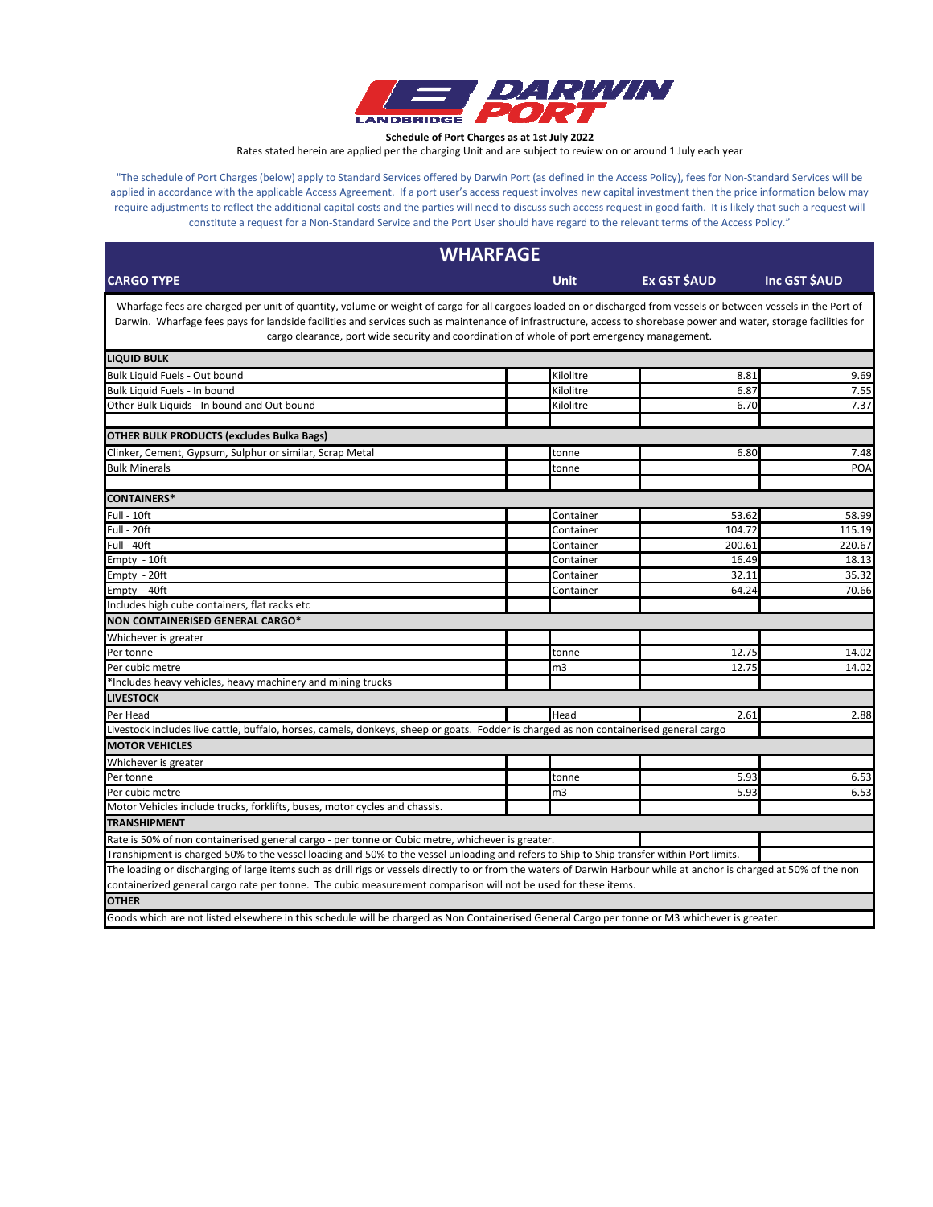# DARWIN PORT

**Schedule of Port Charges as at 1st July 2022**

Rates stated herein are applied per the charging Unit and are subject to review on or around 1 July each year

"The schedule of Port Charges (below) apply to Standard Services offered by Darwin Port (as defined in the Access Policy), fees for Non-Standard Services will be applied in accordance with the applicable Access Agreement. If a port user's access request involves new capital investment then the price information below may require adjustments to reflect the additional capital costs and the parties will need to discuss such access request in good faith. It is likely that such a request will constitute a request for a Non-Standard Service and the Port User should have regard to the relevant terms of the Access Policy."

## WHARFAGE

| CARGO TYPE | Unit | Ex GST $AUD | Inc GST $AUD |
|---|---|---|---|
| Wharfage fees are charged per unit of quantity, volume or weight of cargo for all cargoes loaded on or discharged from vessels or between vessels in the Port of Darwin. Wharfage fees pays for landside facilities and services such as maintenance of infrastructure, access to shorebase power and water, storage facilities for cargo clearance, port wide security and coordination of whole of port emergency management. | | | |
| **LIQUID BULK** | | | |
| Bulk Liquid Fuels - Out bound | Kilolitre | 8.81 | 9.69 |
| Bulk Liquid Fuels - In bound | Kilolitre | 6.87 | 7.55 |
| Other Bulk Liquids - In bound and Out bound | Kilolitre | 6.70 | 7.37 |
| **OTHER BULK PRODUCTS (excludes Bulka Bags)** | | | |
| Clinker, Cement, Gypsum, Sulphur or similar, Scrap Metal | tonne | 6.80 | 7.48 |
| Bulk Minerals | tonne | | POA |
| **CONTAINERS*** | | | |
| Full - 10ft | Container | 53.62 | 58.99 |
| Full - 20ft | Container | 104.72 | 115.19 |
| Full - 40ft | Container | 200.61 | 220.67 |
| Empty - 10ft | Container | 16.49 | 18.13 |
| Empty - 20ft | Container | 32.11 | 35.32 |
| Empty - 40ft | Container | 64.24 | 70.66 |
| Includes high cube containers, flat racks etc | | | |
| **NON CONTAINERISED GENERAL CARGO*** | | | |
| Whichever is greater | | | |
| Per tonne | tonne | 12.75 | 14.02 |
| Per cubic metre | m3 | 12.75 | 14.02 |
| *Includes heavy vehicles, heavy machinery and mining trucks | | | |
| **LIVESTOCK** | | | |
| Per Head | Head | 2.61 | 2.88 |
| Livestock includes live cattle, buffalo, horses, camels, donkeys, sheep or goats. Fodder is charged as non containerised general cargo | | | |
| **MOTOR VEHICLES** | | | |
| Whichever is greater | | | |
| Per tonne | tonne | 5.93 | 6.53 |
| Per cubic metre | m3 | 5.93 | 6.53 |
| Motor Vehicles include trucks, forklifts, buses, motor cycles and chassis. | | | |
| **TRANSHIPMENT** | | | |
| Rate is 50% of non containerised general cargo - per tonne or Cubic metre, whichever is greater. | | | |
| Transhipment is charged 50% to the vessel loading and 50% to the vessel unloading and refers to Ship to Ship transfer within Port limits. | | | |
| The loading or discharging of large items such as drill rigs or vessels directly to or from the waters of Darwin Harbour while at anchor is charged at 50% of the non containerized general cargo rate per tonne. The cubic measurement comparison will not be used for these items. | | | |
| **OTHER** | | | |
| Goods which are not listed elsewhere in this schedule will be charged as Non Containerised General Cargo per tonne or M3 whichever is greater. | | | |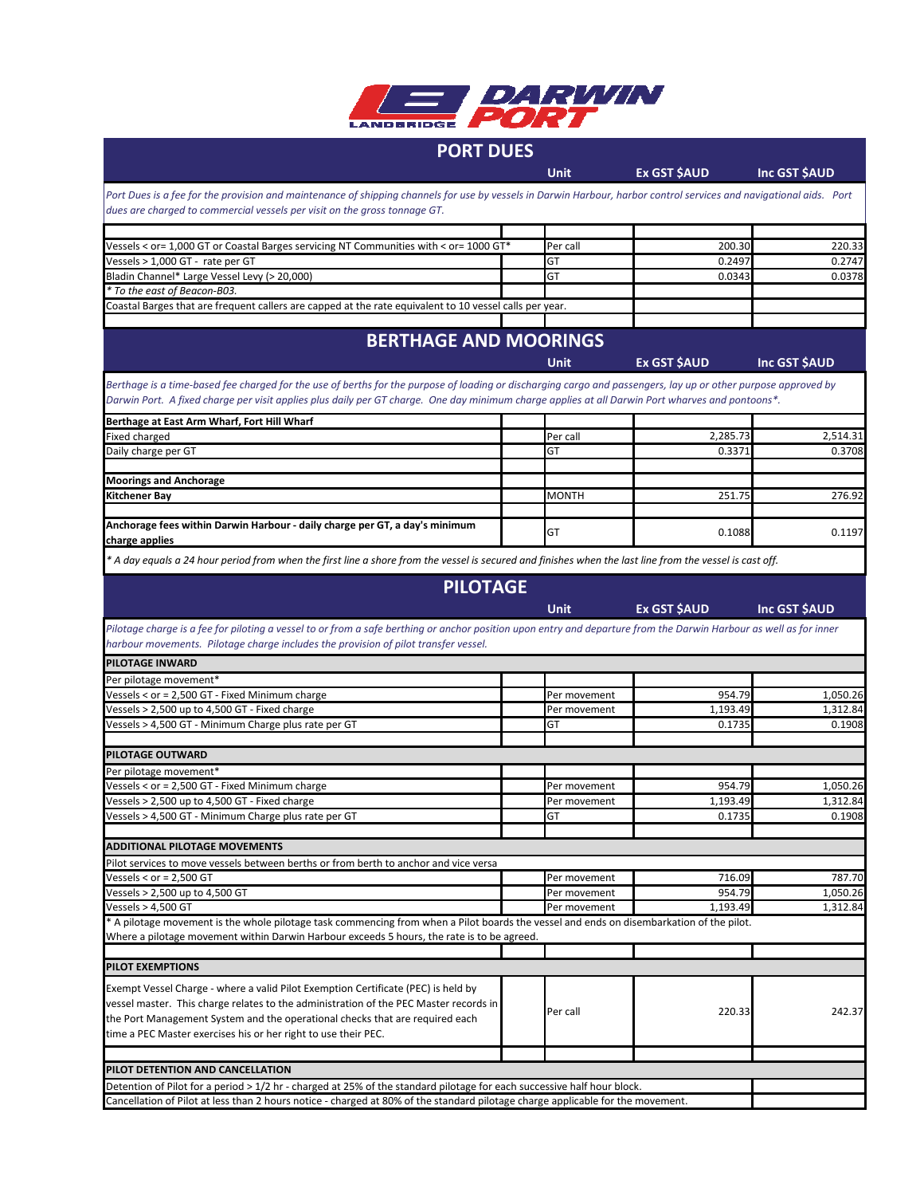# PORT DUES

| | Unit | Ex GST $AUD | Inc GST $AUD |
|---|---|---|---|
| *Port Dues is a fee for the provision and maintenance of shipping channels for use by vessels in Darwin Harbour, harbor control services and navigational aids. Port dues are charged to commercial vessels per visit on the gross tonnage GT.* | | | |
| Vessels < or= 1,000 GT or Coastal Barges servicing NT Communities with < or= 1000 GT* | Per call | 200.30 | 220.33 |
| Vessels > 1,000 GT - rate per GT | GT | 0.2497 | 0.2747 |
| Bladin Channel* Large Vessel Levy (> 20,000) | GT | 0.0343 | 0.0378 |
| *\* To the east of Beacon-B03.* | | | |
| Coastal Barges that are frequent callers are capped at the rate equivalent to 10 vessel calls per year. | | | |

# BERTHAGE AND MOORINGS

| | Unit | Ex GST $AUD | Inc GST $AUD |
|---|---|---|---|
| *Berthage is a time-based fee charged for the use of berths for the purpose of loading or discharging cargo and passengers, lay up or other purpose approved by Darwin Port. A fixed charge per visit applies plus daily per GT charge. One day minimum charge applies at all Darwin Port wharves and pontoons\*.* | | | |
| **Berthage at East Arm Wharf, Fort Hill Wharf** | | | |
| Fixed charged | Per call | 2,285.73 | 2,514.31 |
| Daily charge per GT | GT | 0.3371 | 0.3708 |
| **Moorings and Anchorage** | | | |
| **Kitchener Bay** | MONTH | 251.75 | 276.92 |
| **Anchorage fees within Darwin Harbour - daily charge per GT, a day's minimum charge applies** | GT | 0.1088 | 0.1197 |

*\* A day equals a 24 hour period from when the first line a shore from the vessel is secured and finishes when the last line from the vessel is cast off.*

# PILOTAGE

| | Unit | Ex GST $AUD | Inc GST $AUD |
|---|---|---|---|
| *Pilotage charge is a fee for piloting a vessel to or from a safe berthing or anchor position upon entry and departure from the Darwin Harbour as well as for inner harbour movements. Pilotage charge includes the provision of pilot transfer vessel.* | | | |
| **PILOTAGE INWARD** | | | |
| Per pilotage movement* | | | |
| Vessels < or = 2,500 GT - Fixed Minimum charge | Per movement | 954.79 | 1,050.26 |
| Vessels > 2,500 up to 4,500 GT - Fixed charge | Per movement | 1,193.49 | 1,312.84 |
| Vessels > 4,500 GT - Minimum Charge plus rate per GT | GT | 0.1735 | 0.1908 |
| **PILOTAGE OUTWARD** | | | |
| Per pilotage movement* | | | |
| Vessels < or = 2,500 GT - Fixed Minimum charge | Per movement | 954.79 | 1,050.26 |
| Vessels > 2,500 up to 4,500 GT - Fixed charge | Per movement | 1,193.49 | 1,312.84 |
| Vessels > 4,500 GT - Minimum Charge plus rate per GT | GT | 0.1735 | 0.1908 |
| **ADDITIONAL PILOTAGE MOVEMENTS** | | | |
| Pilot services to move vessels between berths or from berth to anchor and vice versa | | | |
| Vessels < or = 2,500 GT | Per movement | 716.09 | 787.70 |
| Vessels > 2,500 up to 4,500 GT | Per movement | 954.79 | 1,050.26 |
| Vessels > 4,500 GT | Per movement | 1,193.49 | 1,312.84 |
| \* A pilotage movement is the whole pilotage task commencing from when a Pilot boards the vessel and ends on disembarkation of the pilot. Where a pilotage movement within Darwin Harbour exceeds 5 hours, the rate is to be agreed. | | | |
| **PILOT EXEMPTIONS** | | | |
| Exempt Vessel Charge - where a valid Pilot Exemption Certificate (PEC) is held by vessel master. This charge relates to the administration of the PEC Master records in the Port Management System and the operational checks that are required each time a PEC Master exercises his or her right to use their PEC. | Per call | 220.33 | 242.37 |
| **PILOT DETENTION AND CANCELLATION** | | | |
| Detention of Pilot for a period > 1/2 hr - charged at 25% of the standard pilotage for each successive half hour block. | | | |
| Cancellation of Pilot at less than 2 hours notice - charged at 80% of the standard pilotage charge applicable for the movement. | | | |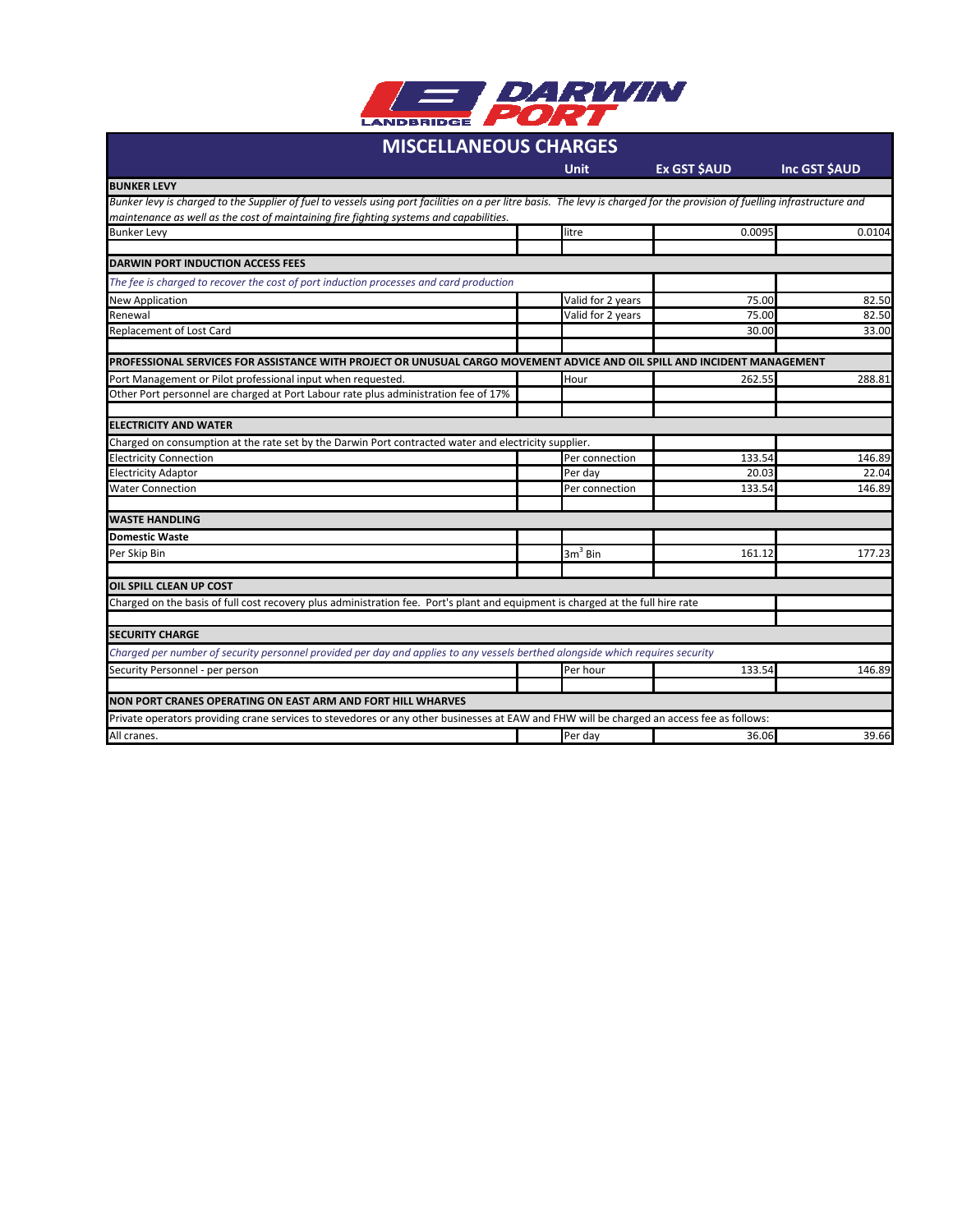# MISCELLANEOUS CHARGES

| | Unit | Ex GST $AUD | Inc GST $AUD |
|---|---|---|---|
| **BUNKER LEVY** | | | |
| *Bunker levy is charged to the Supplier of fuel to vessels using port facilities on a per litre basis. The levy is charged for the provision of fuelling infrastructure and maintenance as well as the cost of maintaining fire fighting systems and capabilities.* | | | |
| Bunker Levy | litre | 0.0095 | 0.0104 |
| | | | |
| **DARWIN PORT INDUCTION ACCESS FEES** | | | |
| *The fee is charged to recover the cost of port induction processes and card production* | | | |
| New Application | Valid for 2 years | 75.00 | 82.50 |
| Renewal | Valid for 2 years | 75.00 | 82.50 |
| Replacement of Lost Card | | 30.00 | 33.00 |
| | | | |
| **PROFESSIONAL SERVICES FOR ASSISTANCE WITH PROJECT OR UNUSUAL CARGO MOVEMENT ADVICE AND OIL SPILL AND INCIDENT MANAGEMENT** | | | |
| Port Management or Pilot professional input when requested. | Hour | 262.55 | 288.81 |
| Other Port personnel are charged at Port Labour rate plus administration fee of 17% | | | |
| | | | |
| **ELECTRICITY AND WATER** | | | |
| Charged on consumption at the rate set by the Darwin Port contracted water and electricity supplier. | | | |
| Electricity Connection | Per connection | 133.54 | 146.89 |
| Electricity Adaptor | Per day | 20.03 | 22.04 |
| Water Connection | Per connection | 133.54 | 146.89 |
| | | | |
| **WASTE HANDLING** | | | |
| **Domestic Waste** | | | |
| Per Skip Bin | $3m^3$ Bin | 161.12 | 177.23 |
| | | | |
| **OIL SPILL CLEAN UP COST** | | | |
| Charged on the basis of full cost recovery plus administration fee. Port's plant and equipment is charged at the full hire rate | | | |
| | | | |
| **SECURITY CHARGE** | | | |
| *Charged per number of security personnel provided per day and applies to any vessels berthed alongside which requires security* | | | |
| Security Personnel - per person | Per hour | 133.54 | 146.89 |
| | | | |
| **NON PORT CRANES OPERATING ON EAST ARM AND FORT HILL WHARVES** | | | |
| Private operators providing crane services to stevedores or any other businesses at EAW and FHW will be charged an access fee as follows: | | | |
| All cranes. | Per day | 36.06 | 39.66 |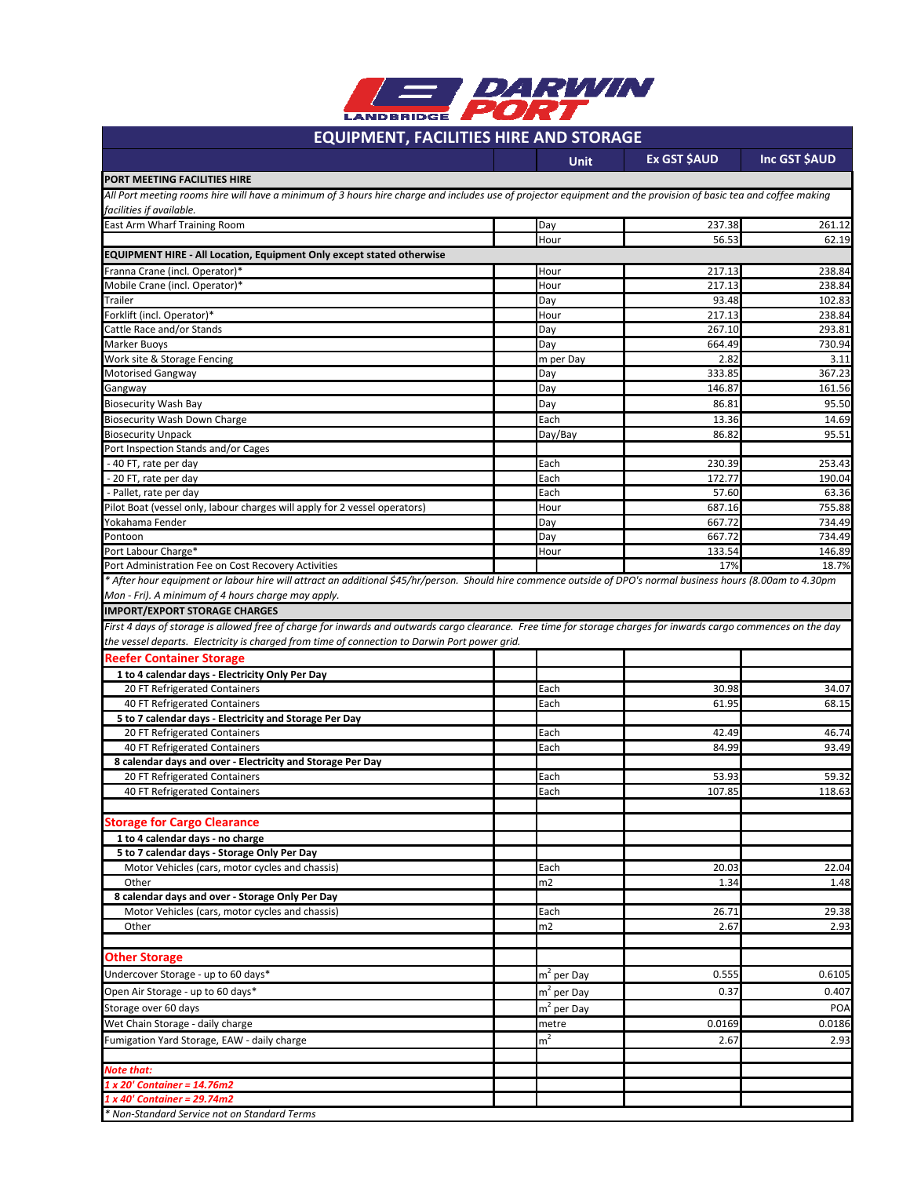# EQUIPMENT, FACILITIES HIRE AND STORAGE

| | | Unit | Ex GST $AUD | Inc GST $AUD |
|---|---|---|---|---|
| **PORT MEETING FACILITIES HIRE** | | | | |
| *All Port meeting rooms hire will have a minimum of 3 hours hire charge and includes use of projector equipment and the provision of basic tea and coffee making facilities if available.* | | | | |
| East Arm Wharf Training Room | | Day | 237.38 | 261.12 |
| | | Hour | 56.53 | 62.19 |
| **EQUIPMENT HIRE - All Location, Equipment Only except stated otherwise** | | | | |
| Franna Crane (incl. Operator)* | | Hour | 217.13 | 238.84 |
| Mobile Crane (incl. Operator)* | | Hour | 217.13 | 238.84 |
| Trailer | | Day | 93.48 | 102.83 |
| Forklift (incl. Operator)* | | Hour | 217.13 | 238.84 |
| Cattle Race and/or Stands | | Day | 267.10 | 293.81 |
| Marker Buoys | | Day | 664.49 | 730.94 |
| Work site & Storage Fencing | | m per Day | 2.82 | 3.11 |
| Motorised Gangway | | Day | 333.85 | 367.23 |
| Gangway | | Day | 146.87 | 161.56 |
| Biosecurity Wash Bay | | Day | 86.81 | 95.50 |
| Biosecurity Wash Down Charge | | Each | 13.36 | 14.69 |
| Biosecurity Unpack | | Day/Bay | 86.82 | 95.51 |
| Port Inspection Stands and/or Cages | | | | |
| - 40 FT, rate per day | | Each | 230.39 | 253.43 |
| - 20 FT, rate per day | | Each | 172.77 | 190.04 |
| - Pallet, rate per day | | Each | 57.60 | 63.36 |
| Pilot Boat (vessel only, labour charges will apply for 2 vessel operators) | | Hour | 687.16 | 755.88 |
| Yokahama Fender | | Day | 667.72 | 734.49 |
| Pontoon | | Day | 667.72 | 734.49 |
| Port Labour Charge* | | Hour | 133.54 | 146.89 |
| Port Administration Fee on Cost Recovery Activities | | | 17% | 18.7% |
| *\* After hour equipment or labour hire will attract an additional $45/hr/person. Should hire commence outside of DPO's normal business hours (8.00am to 4.30pm Mon - Fri). A minimum of 4 hours charge may apply.* | | | | |
| **IMPORT/EXPORT STORAGE CHARGES** | | | | |
| *First 4 days of storage is allowed free of charge for inwards and outwards cargo clearance. Free time for storage charges for inwards cargo commences on the day the vessel departs. Electricity is charged from time of connection to Darwin Port power grid.* | | | | |
| **Reefer Container Storage** | | | | |
| **1 to 4 calendar days - Electricity Only Per Day** | | | | |
| 20 FT Refrigerated Containers | | Each | 30.98 | 34.07 |
| 40 FT Refrigerated Containers | | Each | 61.95 | 68.15 |
| **5 to 7 calendar days - Electricity and Storage Per Day** | | | | |
| 20 FT Refrigerated Containers | | Each | 42.49 | 46.74 |
| 40 FT Refrigerated Containers | | Each | 84.99 | 93.49 |
| **8 calendar days and over - Electricity and Storage Per Day** | | | | |
| 20 FT Refrigerated Containers | | Each | 53.93 | 59.32 |
| 40 FT Refrigerated Containers | | Each | 107.85 | 118.63 |
| **Storage for Cargo Clearance** | | | | |
| **1 to 4 calendar days - no charge** | | | | |
| **5 to 7 calendar days - Storage Only Per Day** | | | | |
| Motor Vehicles (cars, motor cycles and chassis) | | Each | 20.03 | 22.04 |
| Other | | m2 | 1.34 | 1.48 |
| **8 calendar days and over - Storage Only Per Day** | | | | |
| Motor Vehicles (cars, motor cycles and chassis) | | Each | 26.71 | 29.38 |
| Other | | m2 | 2.67 | 2.93 |
| **Other Storage** | | | | |
| Undercover Storage - up to 60 days* | | $m^2$ per Day | 0.555 | 0.6105 |
| Open Air Storage - up to 60 days* | | $m^2$ per Day | 0.37 | 0.407 |
| Storage over 60 days | | $m^2$ per Day | | POA |
| Wet Chain Storage - daily charge | | metre | 0.0169 | 0.0186 |
| Fumigation Yard Storage, EAW - daily charge | | $m^2$ | 2.67 | 2.93 |

***Note that:***

***1 x 20' Container = 14.76m2***

***1 x 40' Container = 29.74m2***

*\* Non-Standard Service not on Standard Terms*